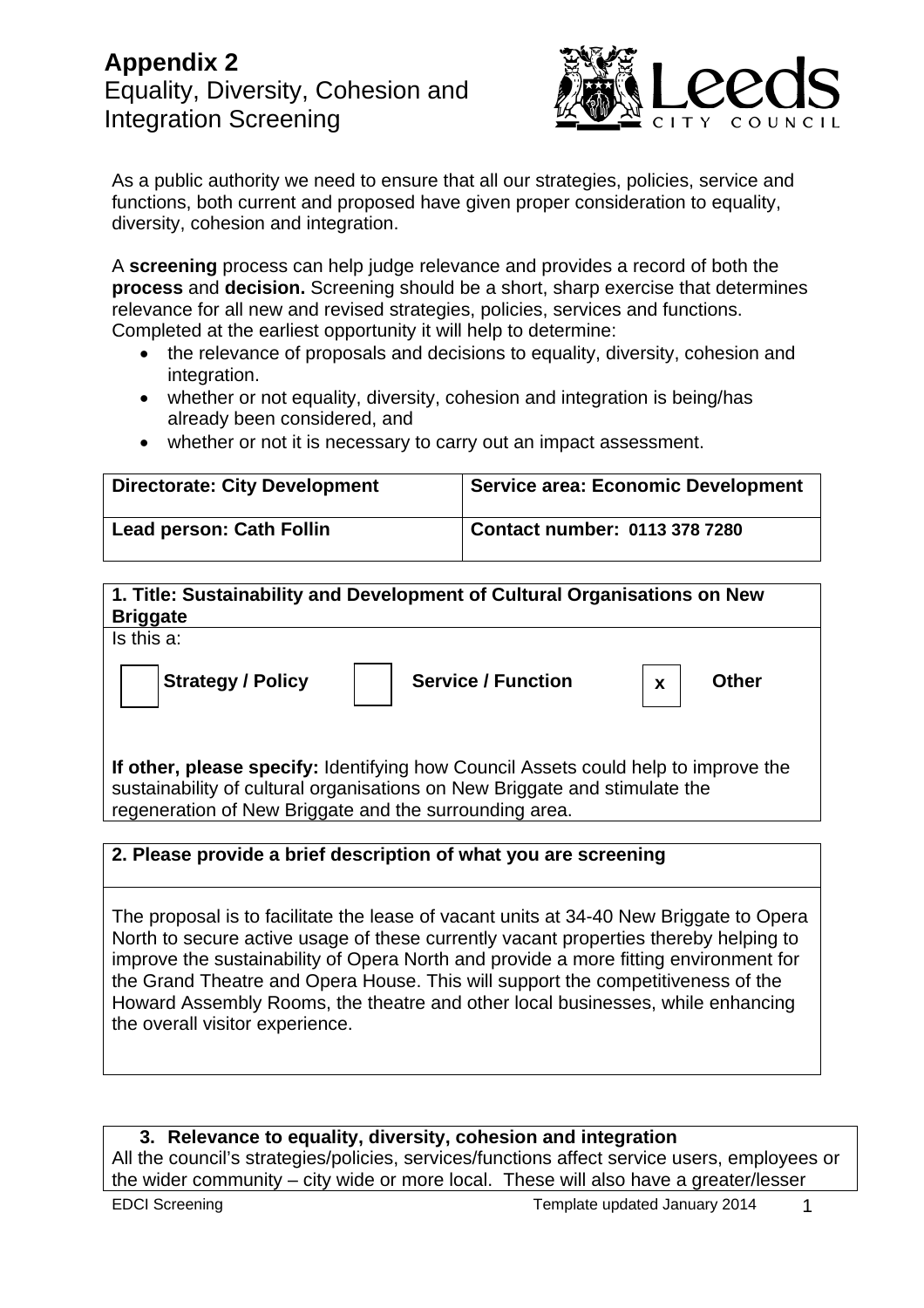# Appendix 2

Equality, Diversity, Cohesion and Integration Screening

As a public authority we need to ensure that all our strategies, policies, service and functions, both current and proposed have given proper consideration to equality, diversity, cohesion and integration.

A **screening** process can help judge relevance and provides a record of both the **process** and **decision.** Screening should be a short, sharp exercise that determines relevance for all new and revised strategies, policies, services and functions. Completed at the earliest opportunity it will help to determine:

- the relevance of proposals and decisions to equality, diversity, cohesion and integration.
- whether or not equality, diversity, cohesion and integration is being/has already been considered, and
- whether or not it is necessary to carry out an impact assessment.

| **Directorate: City Development** | **Service area: Economic Development** |
|---|---|
| **Lead person: Cath Follin** | **Contact number: 0113 378 7280** |

**1. Title: Sustainability and Development of Cultural Organisations on New Briggate**

Is this a:

☐ **Strategy / Policy** ☐ **Service / Function** ☒ **Other**

**If other, please specify:** Identifying how Council Assets could help to improve the sustainability of cultural organisations on New Briggate and stimulate the regeneration of New Briggate and the surrounding area.

**2. Please provide a brief description of what you are screening**

The proposal is to facilitate the lease of vacant units at 34-40 New Briggate to Opera North to secure active usage of these currently vacant properties thereby helping to improve the sustainability of Opera North and provide a more fitting environment for the Grand Theatre and Opera House. This will support the competitiveness of the Howard Assembly Rooms, the theatre and other local businesses, while enhancing the overall visitor experience.

**3. Relevance to equality, diversity, cohesion and integration**

All the council's strategies/policies, services/functions affect service users, employees or the wider community – city wide or more local. These will also have a greater/lesser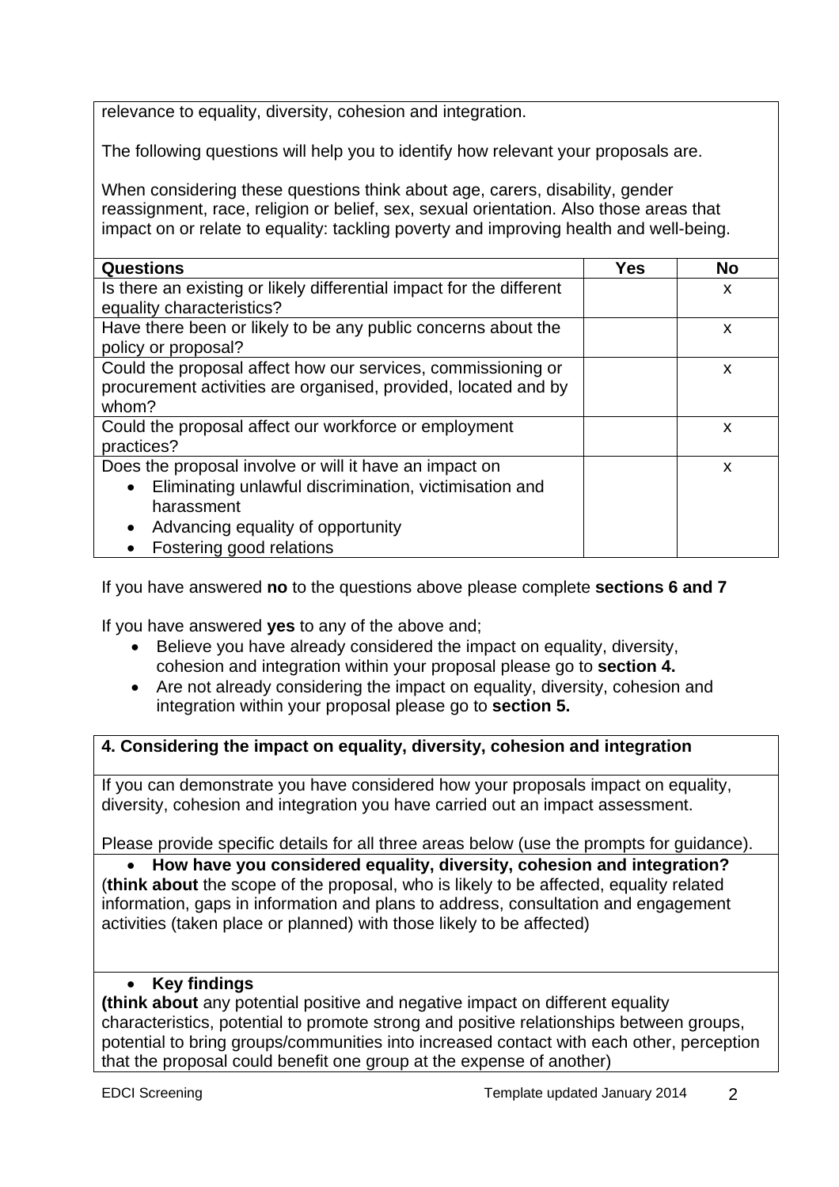relevance to equality, diversity, cohesion and integration.

The following questions will help you to identify how relevant your proposals are.

When considering these questions think about age, carers, disability, gender reassignment, race, religion or belief, sex, sexual orientation. Also those areas that impact on or relate to equality: tackling poverty and improving health and well-being.

| **Questions** | **Yes** | **No** |
|---|---|---|
| Is there an existing or likely differential impact for the different equality characteristics? | | x |
| Have there been or likely to be any public concerns about the policy or proposal? | | x |
| Could the proposal affect how our services, commissioning or procurement activities are organised, provided, located and by whom? | | x |
| Could the proposal affect our workforce or employment practices? | | x |
| Does the proposal involve or will it have an impact on<br>• Eliminating unlawful discrimination, victimisation and harassment<br>• Advancing equality of opportunity<br>• Fostering good relations | | x |

If you have answered **no** to the questions above please complete **sections 6 and 7**

If you have answered **yes** to any of the above and;

- Believe you have already considered the impact on equality, diversity, cohesion and integration within your proposal please go to **section 4.**
- Are not already considering the impact on equality, diversity, cohesion and integration within your proposal please go to **section 5.**

**4. Considering the impact on equality, diversity, cohesion and integration**

If you can demonstrate you have considered how your proposals impact on equality, diversity, cohesion and integration you have carried out an impact assessment.

Please provide specific details for all three areas below (use the prompts for guidance).

- **How have you considered equality, diversity, cohesion and integration?**

(**think about** the scope of the proposal, who is likely to be affected, equality related information, gaps in information and plans to address, consultation and engagement activities (taken place or planned) with those likely to be affected)

- **Key findings**

**(think about** any potential positive and negative impact on different equality characteristics, potential to promote strong and positive relationships between groups, potential to bring groups/communities into increased contact with each other, perception that the proposal could benefit one group at the expense of another)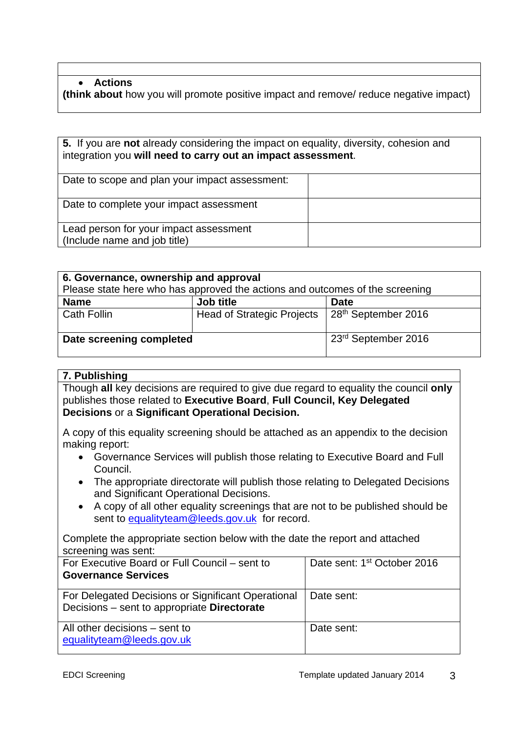| |
|---|
| • **Actions**<br>**(think about** how you will promote positive impact and remove/ reduce negative impact) |

| **5.** If you are **not** already considering the impact on equality, diversity, cohesion and integration you **will need to carry out an impact assessment**. | |
|---|---|
| Date to scope and plan your impact assessment: | |
| Date to complete your impact assessment | |
| Lead person for your impact assessment<br>(Include name and job title) | |

| **6. Governance, ownership and approval**<br>Please state here who has approved the actions and outcomes of the screening | | |
|---|---|---|
| **Name** | **Job title** | **Date** |
| Cath Follin | Head of Strategic Projects | 28th September 2016 |
| **Date screening completed** | | 23rd September 2016 |

**7. Publishing**

Though **all** key decisions are required to give due regard to equality the council **only** publishes those related to **Executive Board**, **Full Council, Key Delegated Decisions** or a **Significant Operational Decision.**

A copy of this equality screening should be attached as an appendix to the decision making report:

- Governance Services will publish those relating to Executive Board and Full Council.
- The appropriate directorate will publish those relating to Delegated Decisions and Significant Operational Decisions.
- A copy of all other equality screenings that are not to be published should be sent to equalityteam@leeds.gov.uk for record.

Complete the appropriate section below with the date the report and attached screening was sent:

| | |
|---|---|
| For Executive Board or Full Council – sent to **Governance Services** | Date sent: 1st October 2016 |
| For Delegated Decisions or Significant Operational Decisions – sent to appropriate **Directorate** | Date sent: |
| All other decisions – sent to equalityteam@leeds.gov.uk | Date sent: |